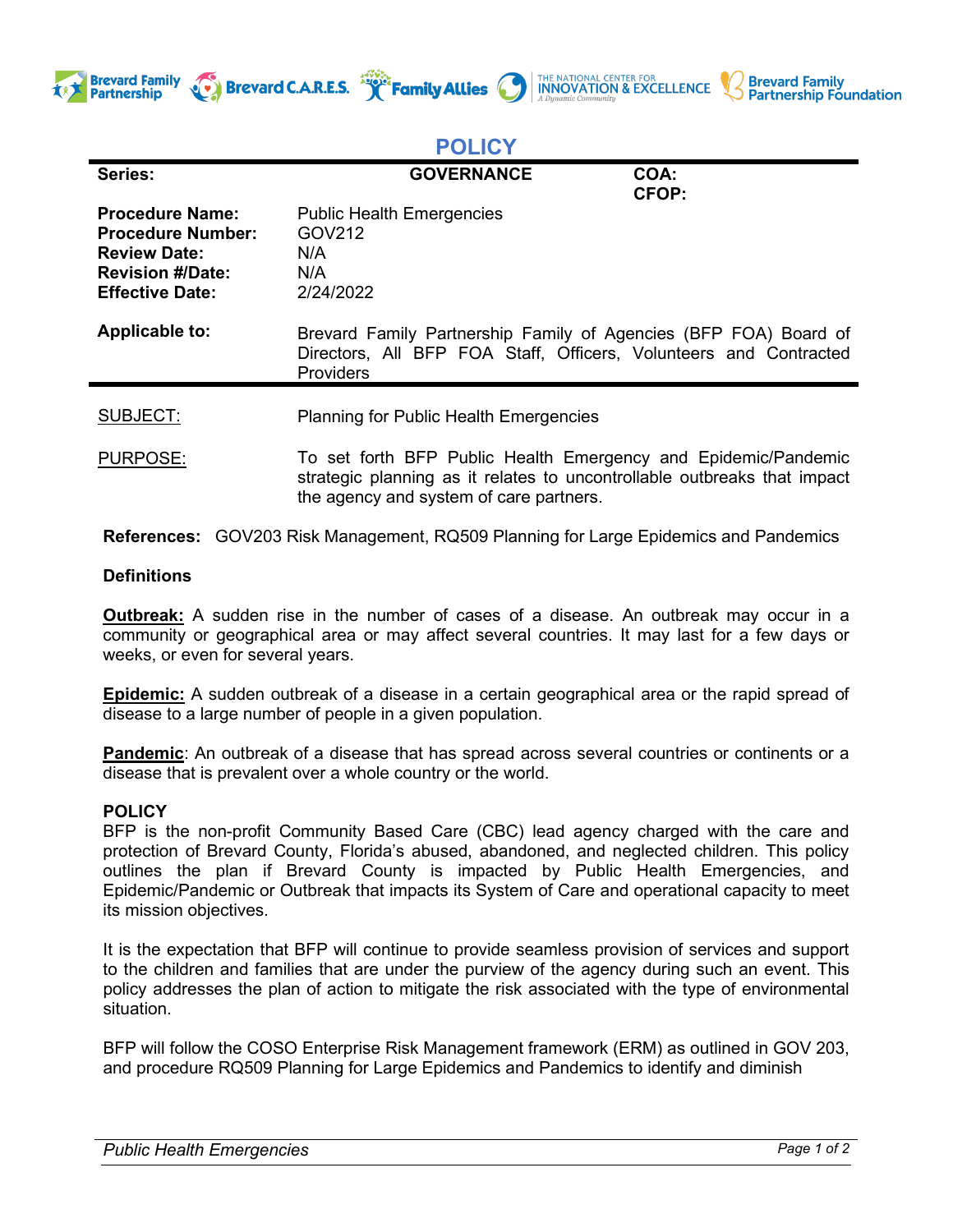# POLICY

| Series: | GOVERNANCE | COA: CFOP: |
|---|---|---|
| **Procedure Name:** | Public Health Emergencies | |
| **Procedure Number:** | GOV212 | |
| **Review Date:** | N/A | |
| **Revision #/Date:** | N/A | |
| **Effective Date:** | 2/24/2022 | |
| **Applicable to:** | Brevard Family Partnership Family of Agencies (BFP FOA) Board of Directors, All BFP FOA Staff, Officers, Volunteers and Contracted Providers | |

SUBJECT: Planning for Public Health Emergencies

PURPOSE: To set forth BFP Public Health Emergency and Epidemic/Pandemic strategic planning as it relates to uncontrollable outbreaks that impact the agency and system of care partners.

**References:** GOV203 Risk Management, RQ509 Planning for Large Epidemics and Pandemics

**Definitions**

**Outbreak:** A sudden rise in the number of cases of a disease. An outbreak may occur in a community or geographical area or may affect several countries. It may last for a few days or weeks, or even for several years.

**Epidemic:** A sudden outbreak of a disease in a certain geographical area or the rapid spread of disease to a large number of people in a given population.

**Pandemic**: An outbreak of a disease that has spread across several countries or continents or a disease that is prevalent over a whole country or the world.

**POLICY**

BFP is the non-profit Community Based Care (CBC) lead agency charged with the care and protection of Brevard County, Florida's abused, abandoned, and neglected children. This policy outlines the plan if Brevard County is impacted by Public Health Emergencies, and Epidemic/Pandemic or Outbreak that impacts its System of Care and operational capacity to meet its mission objectives.

It is the expectation that BFP will continue to provide seamless provision of services and support to the children and families that are under the purview of the agency during such an event. This policy addresses the plan of action to mitigate the risk associated with the type of environmental situation.

BFP will follow the COSO Enterprise Risk Management framework (ERM) as outlined in GOV 203, and procedure RQ509 Planning for Large Epidemics and Pandemics to identify and diminish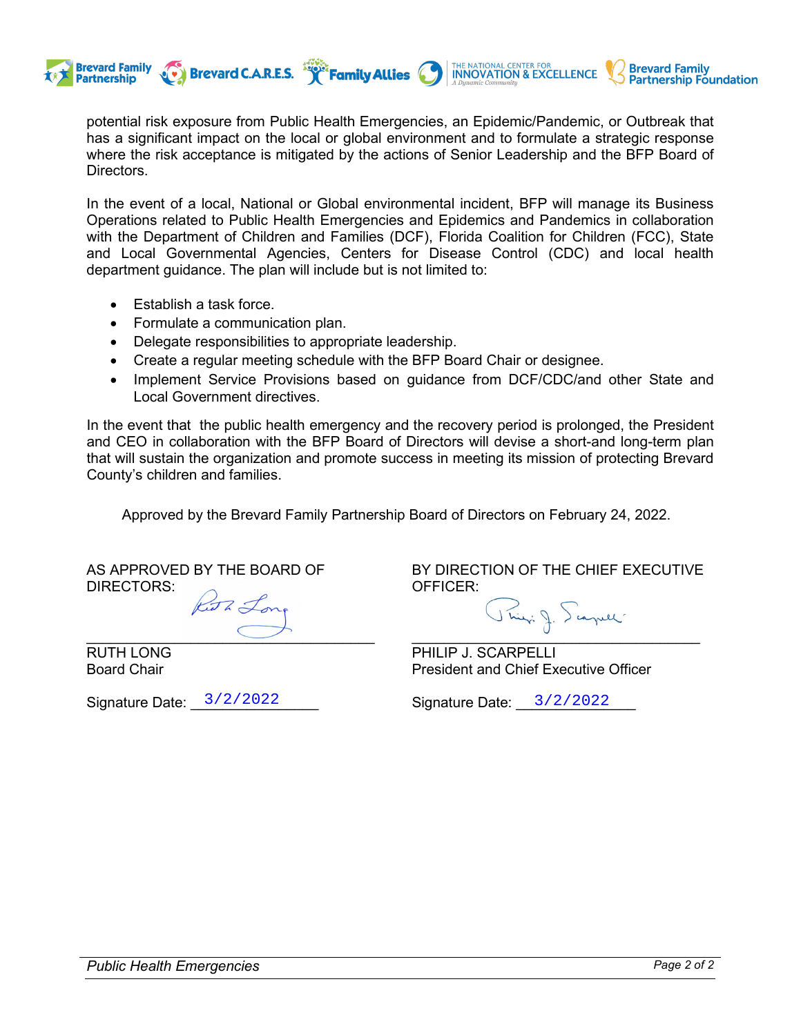potential risk exposure from Public Health Emergencies, an Epidemic/Pandemic, or Outbreak that has a significant impact on the local or global environment and to formulate a strategic response where the risk acceptance is mitigated by the actions of Senior Leadership and the BFP Board of Directors.

In the event of a local, National or Global environmental incident, BFP will manage its Business Operations related to Public Health Emergencies and Epidemics and Pandemics in collaboration with the Department of Children and Families (DCF), Florida Coalition for Children (FCC), State and Local Governmental Agencies, Centers for Disease Control (CDC) and local health department guidance. The plan will include but is not limited to:

- Establish a task force.
- Formulate a communication plan.
- Delegate responsibilities to appropriate leadership.
- Create a regular meeting schedule with the BFP Board Chair or designee.
- Implement Service Provisions based on guidance from DCF/CDC/and other State and Local Government directives.

In the event that the public health emergency and the recovery period is prolonged, the President and CEO in collaboration with the BFP Board of Directors will devise a short-and long-term plan that will sustain the organization and promote success in meeting its mission of protecting Brevard County's children and families.

Approved by the Brevard Family Partnership Board of Directors on February 24, 2022.

AS APPROVED BY THE BOARD OF DIRECTORS:

RUTH LONG
Board Chair

Signature Date: 3/2/2022

BY DIRECTION OF THE CHIEF EXECUTIVE OFFICER:

PHILIP J. SCARPELLI
President and Chief Executive Officer

Signature Date: 3/2/2022